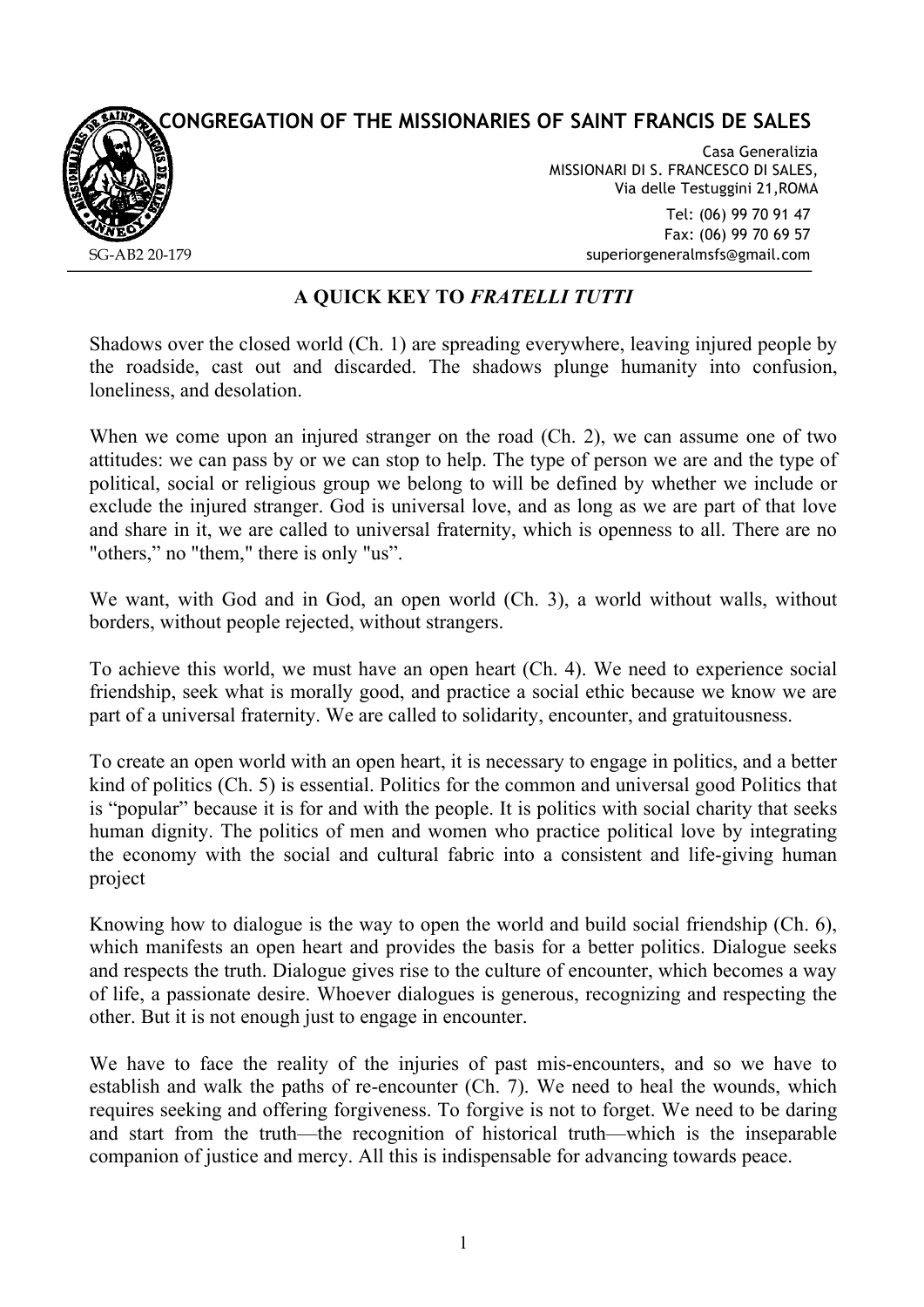**CONGREGATION OF THE MISSIONARIES OF SAINT FRANCIS DE SALES**

Casa Generalizia
MISSIONARI DI S. FRANCESCO DI SALES,
Via delle Testuggini 21,ROMA

Tel: (06) 99 70 91 47
Fax: (06) 99 70 69 57
superiorgeneralmsfs@gmail.com

SG-AB2 20-179

# A QUICK KEY TO *FRATELLI TUTTI*

Shadows over the closed world (Ch. 1) are spreading everywhere, leaving injured people by the roadside, cast out and discarded. The shadows plunge humanity into confusion, loneliness, and desolation.

When we come upon an injured stranger on the road (Ch. 2), we can assume one of two attitudes: we can pass by or we can stop to help. The type of person we are and the type of political, social or religious group we belong to will be defined by whether we include or exclude the injured stranger. God is universal love, and as long as we are part of that love and share in it, we are called to universal fraternity, which is openness to all. There are no "others," no "them," there is only "us".

We want, with God and in God, an open world (Ch. 3), a world without walls, without borders, without people rejected, without strangers.

To achieve this world, we must have an open heart (Ch. 4). We need to experience social friendship, seek what is morally good, and practice a social ethic because we know we are part of a universal fraternity. We are called to solidarity, encounter, and gratuitousness.

To create an open world with an open heart, it is necessary to engage in politics, and a better kind of politics (Ch. 5) is essential. Politics for the common and universal good Politics that is "popular" because it is for and with the people. It is politics with social charity that seeks human dignity. The politics of men and women who practice political love by integrating the economy with the social and cultural fabric into a consistent and life-giving human project

Knowing how to dialogue is the way to open the world and build social friendship (Ch. 6), which manifests an open heart and provides the basis for a better politics. Dialogue seeks and respects the truth. Dialogue gives rise to the culture of encounter, which becomes a way of life, a passionate desire. Whoever dialogues is generous, recognizing and respecting the other. But it is not enough just to engage in encounter.

We have to face the reality of the injuries of past mis-encounters, and so we have to establish and walk the paths of re-encounter (Ch. 7). We need to heal the wounds, which requires seeking and offering forgiveness. To forgive is not to forget. We need to be daring and start from the truth—the recognition of historical truth—which is the inseparable companion of justice and mercy. All this is indispensable for advancing towards peace.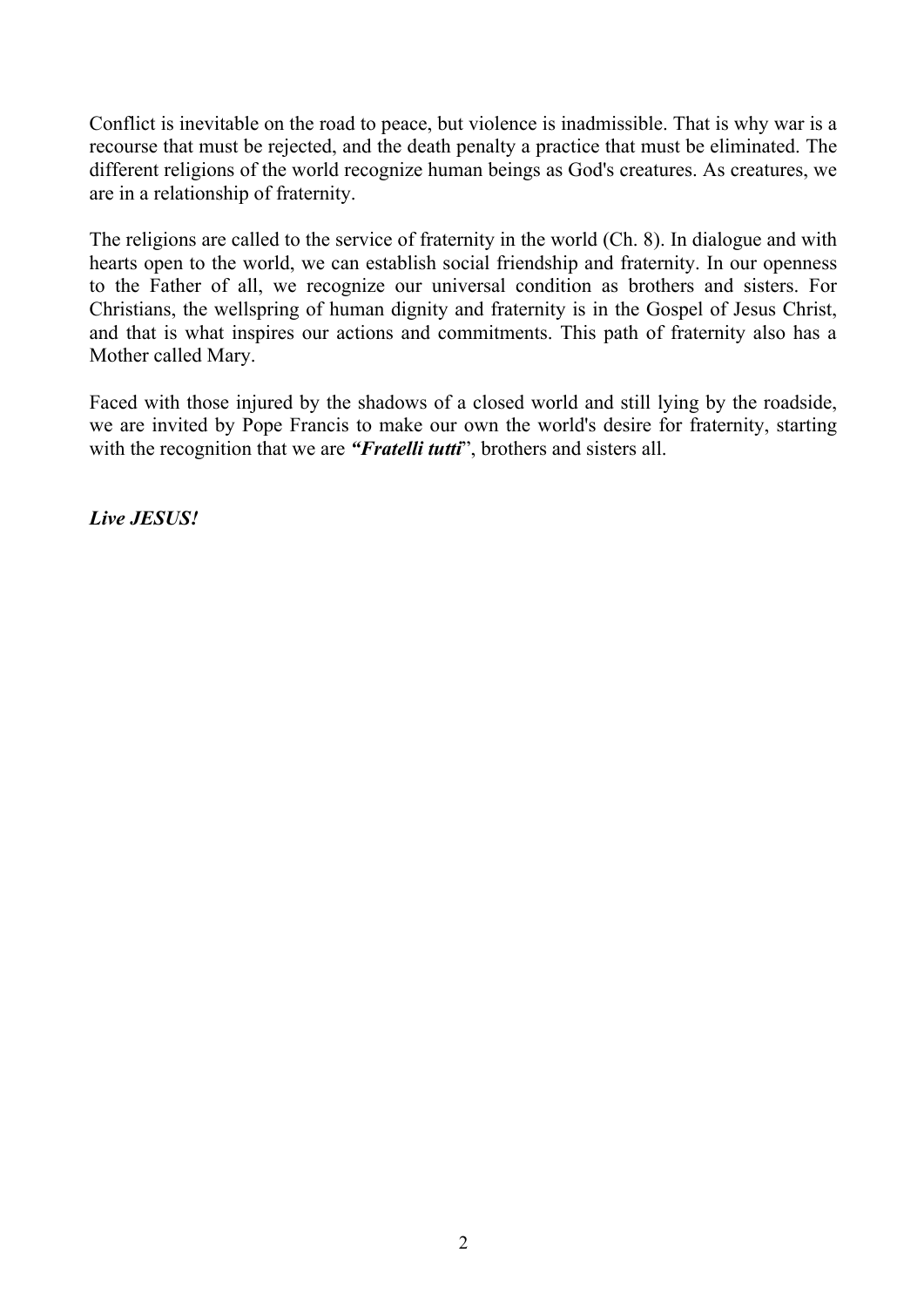Conflict is inevitable on the road to peace, but violence is inadmissible. That is why war is a recourse that must be rejected, and the death penalty a practice that must be eliminated. The different religions of the world recognize human beings as God's creatures. As creatures, we are in a relationship of fraternity.

The religions are called to the service of fraternity in the world (Ch. 8). In dialogue and with hearts open to the world, we can establish social friendship and fraternity. In our openness to the Father of all, we recognize our universal condition as brothers and sisters. For Christians, the wellspring of human dignity and fraternity is in the Gospel of Jesus Christ, and that is what inspires our actions and commitments. This path of fraternity also has a Mother called Mary.

Faced with those injured by the shadows of a closed world and still lying by the roadside, we are invited by Pope Francis to make our own the world's desire for fraternity, starting with the recognition that we are ***"Fratelli tutti***", brothers and sisters all.

***Live JESUS!***